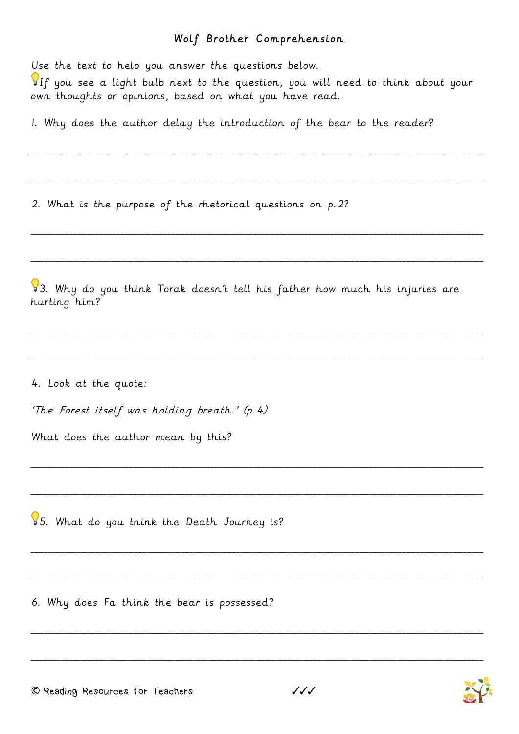# Wolf Brother Comprehension

Use the text to help you answer the questions below.
💡If you see a light bulb next to the question, you will need to think about your own thoughts or opinions, based on what you have read.

1. Why does the author delay the introduction of the bear to the reader?

_______________________________________________________________________________

_______________________________________________________________________________

2. What is the purpose of the rhetorical questions on p.2?

_______________________________________________________________________________

_______________________________________________________________________________

💡3. Why do you think Torak doesn't tell his father how much his injuries are hurting him?

_______________________________________________________________________________

_______________________________________________________________________________

4. Look at the quote:

*'The Forest itself was holding breath.' (p.4)*

What does the author mean by this?

_______________________________________________________________________________

_______________________________________________________________________________

💡5. What do you think the Death Journey is?

_______________________________________________________________________________

_______________________________________________________________________________

6. Why does Fa think the bear is possessed?

_______________________________________________________________________________

_______________________________________________________________________________

© Reading Resources for Teachers ✓✓✓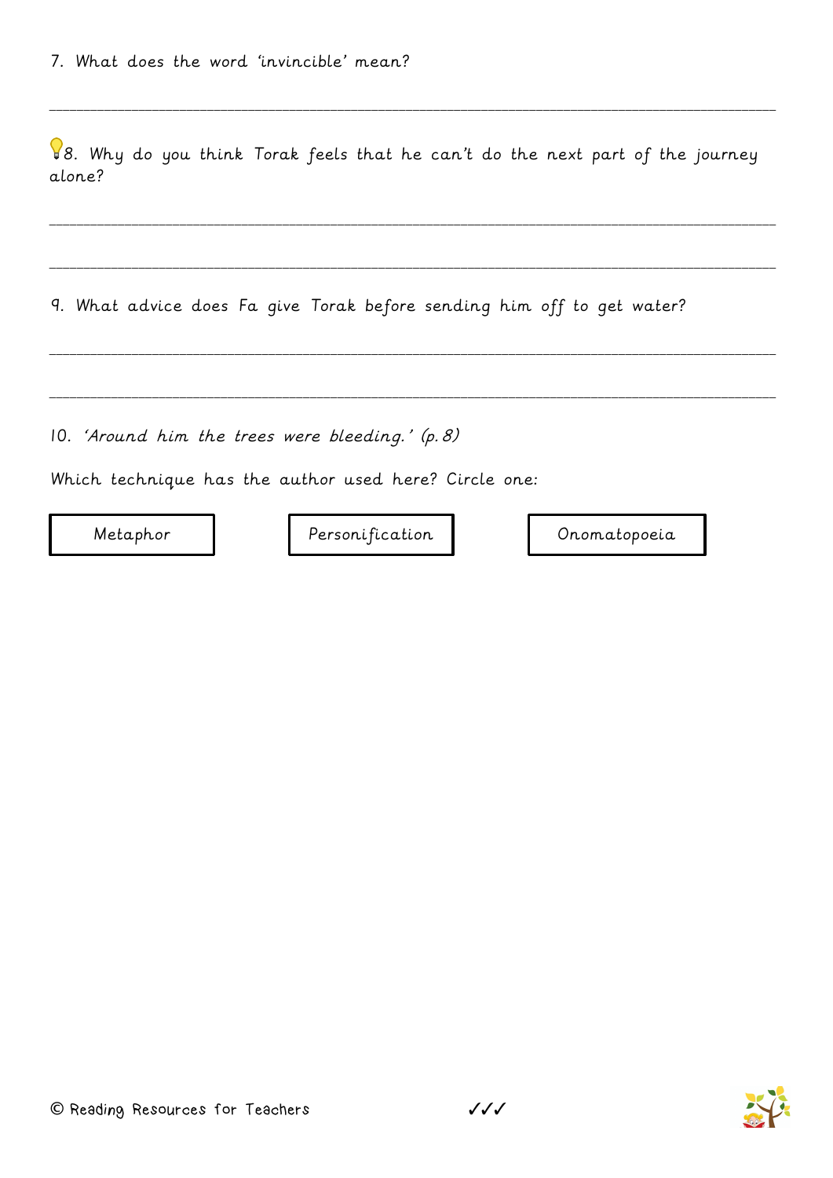7. What does the word 'invincible' mean?

_______________________________________________________________________________

8. Why do you think Torak feels that he can't do the next part of the journey alone?

_______________________________________________________________________________

_______________________________________________________________________________

9. What advice does Fa give Torak before sending him off to get water?

_______________________________________________________________________________

_______________________________________________________________________________

10. *'Around him the trees were bleeding.' (p.8)*

Which technique has the author used here? Circle one:

| Metaphor | Personification | Onomatopoeia |
| --- | --- | --- |

© Reading Resources for Teachers ✓✓✓